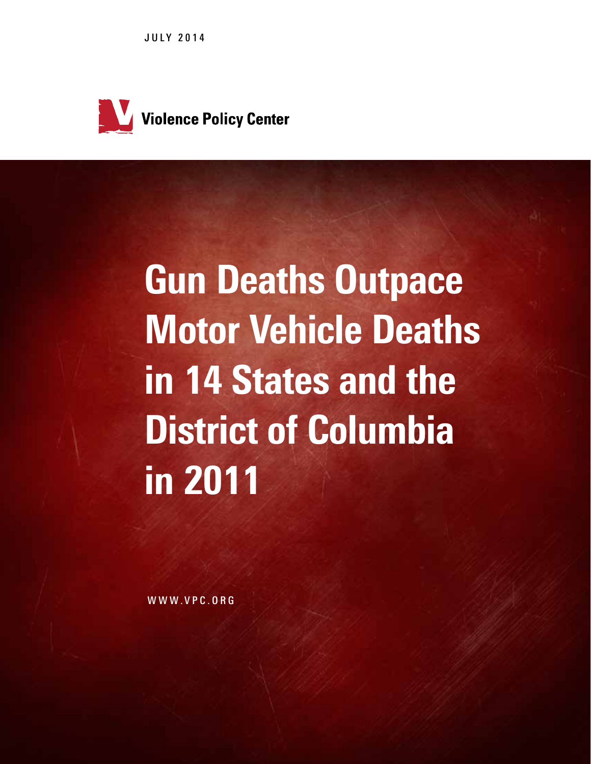JULY 2014

**Violence Policy Center**

# Gun Deaths Outpace Motor Vehicle Deaths in 14 States and the District of Columbia in 2011

WWW.VPC.ORG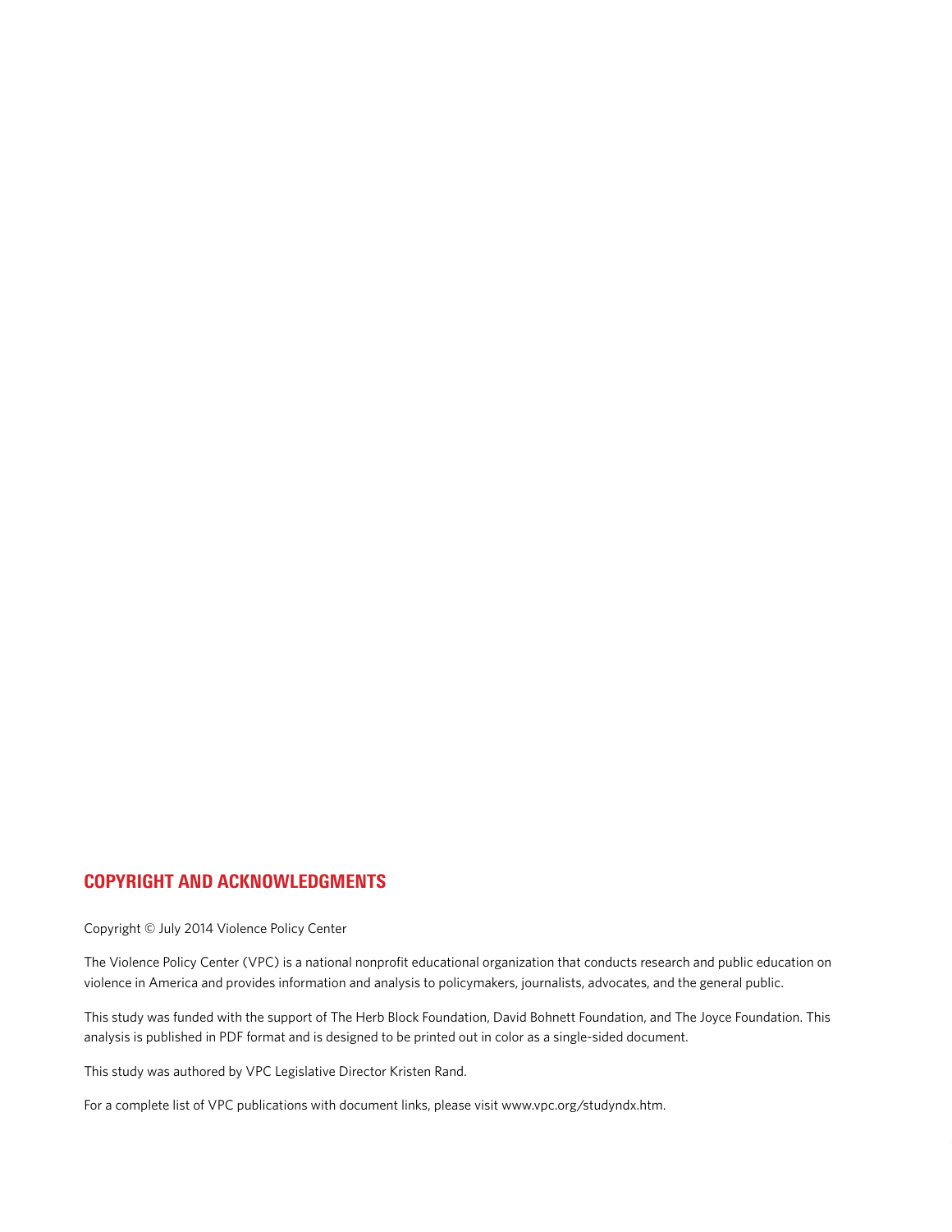## COPYRIGHT AND ACKNOWLEDGMENTS

Copyright © July 2014 Violence Policy Center

The Violence Policy Center (VPC) is a national nonprofit educational organization that conducts research and public education on violence in America and provides information and analysis to policymakers, journalists, advocates, and the general public.

This study was funded with the support of The Herb Block Foundation, David Bohnett Foundation, and The Joyce Foundation. This analysis is published in PDF format and is designed to be printed out in color as a single-sided document.

This study was authored by VPC Legislative Director Kristen Rand.

For a complete list of VPC publications with document links, please visit www.vpc.org/studyndx.htm.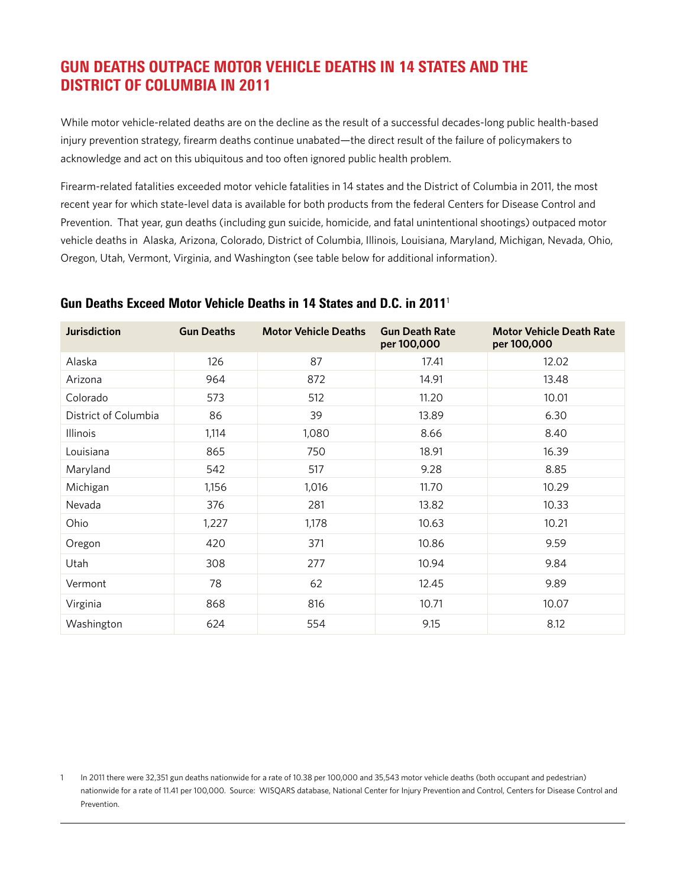## GUN DEATHS OUTPACE MOTOR VEHICLE DEATHS IN 14 STATES AND THE DISTRICT OF COLUMBIA IN 2011

While motor vehicle-related deaths are on the decline as the result of a successful decades-long public health-based injury prevention strategy, firearm deaths continue unabated—the direct result of the failure of policymakers to acknowledge and act on this ubiquitous and too often ignored public health problem.

Firearm-related fatalities exceeded motor vehicle fatalities in 14 states and the District of Columbia in 2011, the most recent year for which state-level data is available for both products from the federal Centers for Disease Control and Prevention. That year, gun deaths (including gun suicide, homicide, and fatal unintentional shootings) outpaced motor vehicle deaths in Alaska, Arizona, Colorado, District of Columbia, Illinois, Louisiana, Maryland, Michigan, Nevada, Ohio, Oregon, Utah, Vermont, Virginia, and Washington (see table below for additional information).

### Gun Deaths Exceed Motor Vehicle Deaths in 14 States and D.C. in 2011[1]

| Jurisdiction | Gun Deaths | Motor Vehicle Deaths | Gun Death Rate per 100,000 | Motor Vehicle Death Rate per 100,000 |
|---|---|---|---|---|
| Alaska | 126 | 87 | 17.41 | 12.02 |
| Arizona | 964 | 872 | 14.91 | 13.48 |
| Colorado | 573 | 512 | 11.20 | 10.01 |
| District of Columbia | 86 | 39 | 13.89 | 6.30 |
| Illinois | 1,114 | 1,080 | 8.66 | 8.40 |
| Louisiana | 865 | 750 | 18.91 | 16.39 |
| Maryland | 542 | 517 | 9.28 | 8.85 |
| Michigan | 1,156 | 1,016 | 11.70 | 10.29 |
| Nevada | 376 | 281 | 13.82 | 10.33 |
| Ohio | 1,227 | 1,178 | 10.63 | 10.21 |
| Oregon | 420 | 371 | 10.86 | 9.59 |
| Utah | 308 | 277 | 10.94 | 9.84 |
| Vermont | 78 | 62 | 12.45 | 9.89 |
| Virginia | 868 | 816 | 10.71 | 10.07 |
| Washington | 624 | 554 | 9.15 | 8.12 |

1 In 2011 there were 32,351 gun deaths nationwide for a rate of 10.38 per 100,000 and 35,543 motor vehicle deaths (both occupant and pedestrian) nationwide for a rate of 11.41 per 100,000. Source: WISQARS database, National Center for Injury Prevention and Control, Centers for Disease Control and Prevention.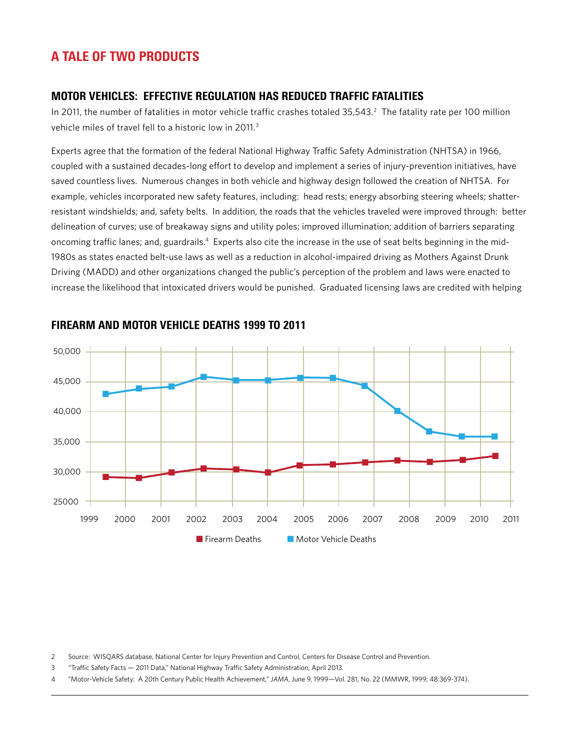# A TALE OF TWO PRODUCTS

## MOTOR VEHICLES: EFFECTIVE REGULATION HAS REDUCED TRAFFIC FATALITIES

In 2011, the number of fatalities in motor vehicle traffic crashes totaled 35,543.[2] The fatality rate per 100 million vehicle miles of travel fell to a historic low in 2011.[3]

Experts agree that the formation of the federal National Highway Traffic Safety Administration (NHTSA) in 1966, coupled with a sustained decades-long effort to develop and implement a series of injury-prevention initiatives, have saved countless lives. Numerous changes in both vehicle and highway design followed the creation of NHTSA. For example, vehicles incorporated new safety features, including: head rests; energy absorbing steering wheels; shatter-resistant windshields; and, safety belts. In addition, the roads that the vehicles traveled were improved through: better delineation of curves; use of breakaway signs and utility poles; improved illumination; addition of barriers separating oncoming traffic lanes; and, guardrails.[4] Experts also cite the increase in the use of seat belts beginning in the mid-1980s as states enacted belt-use laws as well as a reduction in alcohol-impaired driving as Mothers Against Drunk Driving (MADD) and other organizations changed the public's perception of the problem and laws were enacted to increase the likelihood that intoxicated drivers would be punished. Graduated licensing laws are credited with helping

### FIREARM AND MOTOR VEHICLE DEATHS 1999 TO 2011

2 Source: WISQARS database, National Center for Injury Prevention and Control, Centers for Disease Control and Prevention.

3 "Traffic Safety Facts — 2011 Data," National Highway Traffic Safety Administration, April 2013.

4 "Motor-Vehicle Safety: A 20th Century Public Health Achievement," *JAMA*, June 9, 1999—Vol. 281, No. 22 (MMWR, 1999; 48:369-374).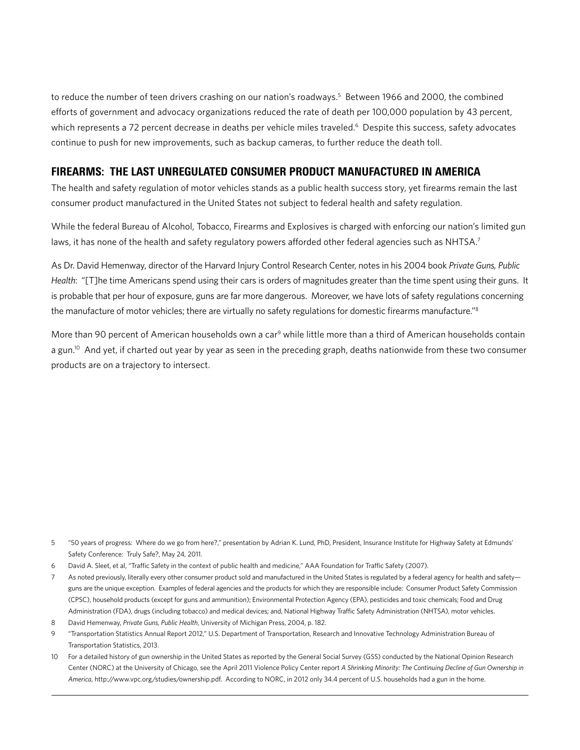to reduce the number of teen drivers crashing on our nation's roadways.[5] Between 1966 and 2000, the combined efforts of government and advocacy organizations reduced the rate of death per 100,000 population by 43 percent, which represents a 72 percent decrease in deaths per vehicle miles traveled.[6] Despite this success, safety advocates continue to push for new improvements, such as backup cameras, to further reduce the death toll.

## FIREARMS: THE LAST UNREGULATED CONSUMER PRODUCT MANUFACTURED IN AMERICA

The health and safety regulation of motor vehicles stands as a public health success story, yet firearms remain the last consumer product manufactured in the United States not subject to federal health and safety regulation.

While the federal Bureau of Alcohol, Tobacco, Firearms and Explosives is charged with enforcing our nation's limited gun laws, it has none of the health and safety regulatory powers afforded other federal agencies such as NHTSA.[7]

As Dr. David Hemenway, director of the Harvard Injury Control Research Center, notes in his 2004 book *Private Guns, Public Health*: "[T]he time Americans spend using their cars is orders of magnitudes greater than the time spent using their guns. It is probable that per hour of exposure, guns are far more dangerous. Moreover, we have lots of safety regulations concerning the manufacture of motor vehicles; there are virtually no safety regulations for domestic firearms manufacture."[8]

More than 90 percent of American households own a car[9] while little more than a third of American households contain a gun.[10] And yet, if charted out year by year as seen in the preceding graph, deaths nationwide from these two consumer products are on a trajectory to intersect.

---

5 "50 years of progress: Where do we go from here?," presentation by Adrian K. Lund, PhD, President, Insurance Institute for Highway Safety at Edmunds' Safety Conference: Truly Safe?, May 24, 2011.

6 David A. Sleet, et al, "Traffic Safety in the context of public health and medicine," AAA Foundation for Traffic Safety (2007).

7 As noted previously, literally every other consumer product sold and manufactured in the United States is regulated by a federal agency for health and safety—guns are the unique exception. Examples of federal agencies and the products for which they are responsible include: Consumer Product Safety Commission (CPSC), household products (except for guns and ammunition); Environmental Protection Agency (EPA), pesticides and toxic chemicals; Food and Drug Administration (FDA), drugs (including tobacco) and medical devices; and, National Highway Traffic Safety Administration (NHTSA), motor vehicles.

8 David Hemenway, *Private Guns, Public Health*, University of Michigan Press, 2004, p. 182.

9 "Transportation Statistics Annual Report 2012," U.S. Department of Transportation, Research and Innovative Technology Administration Bureau of Transportation Statistics, 2013.

10 For a detailed history of gun ownership in the United States as reported by the General Social Survey (GSS) conducted by the National Opinion Research Center (NORC) at the University of Chicago, see the April 2011 Violence Policy Center report *A Shrinking Minority: The Continuing Decline of Gun Ownership in America*, http://www.vpc.org/studies/ownership.pdf. According to NORC, in 2012 only 34.4 percent of U.S. households had a gun in the home.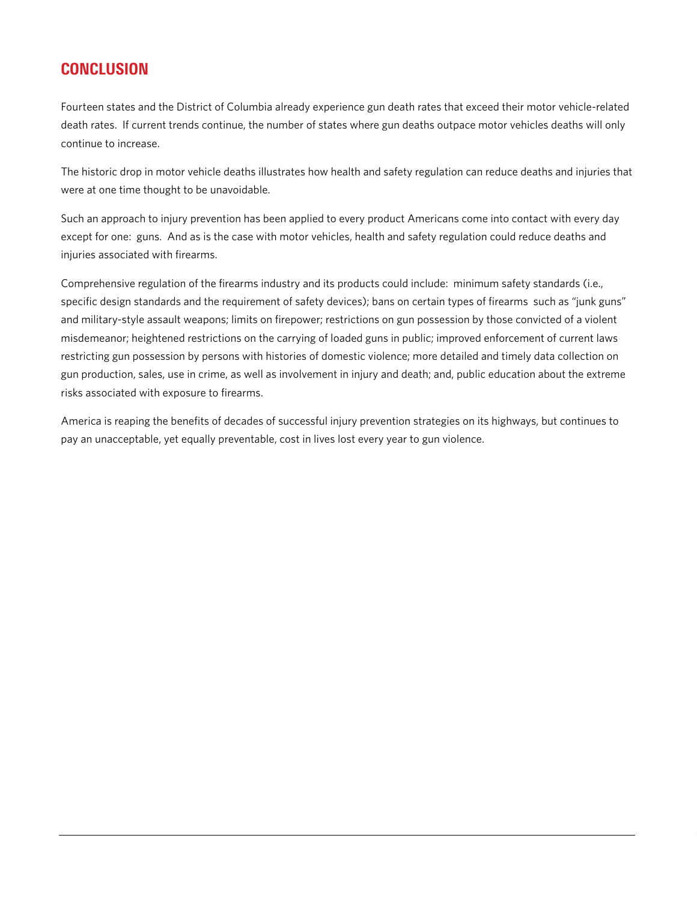## CONCLUSION

Fourteen states and the District of Columbia already experience gun death rates that exceed their motor vehicle-related death rates. If current trends continue, the number of states where gun deaths outpace motor vehicles deaths will only continue to increase.

The historic drop in motor vehicle deaths illustrates how health and safety regulation can reduce deaths and injuries that were at one time thought to be unavoidable.

Such an approach to injury prevention has been applied to every product Americans come into contact with every day except for one: guns. And as is the case with motor vehicles, health and safety regulation could reduce deaths and injuries associated with firearms.

Comprehensive regulation of the firearms industry and its products could include: minimum safety standards (i.e., specific design standards and the requirement of safety devices); bans on certain types of firearms such as "junk guns" and military-style assault weapons; limits on firepower; restrictions on gun possession by those convicted of a violent misdemeanor; heightened restrictions on the carrying of loaded guns in public; improved enforcement of current laws restricting gun possession by persons with histories of domestic violence; more detailed and timely data collection on gun production, sales, use in crime, as well as involvement in injury and death; and, public education about the extreme risks associated with exposure to firearms.

America is reaping the benefits of decades of successful injury prevention strategies on its highways, but continues to pay an unacceptable, yet equally preventable, cost in lives lost every year to gun violence.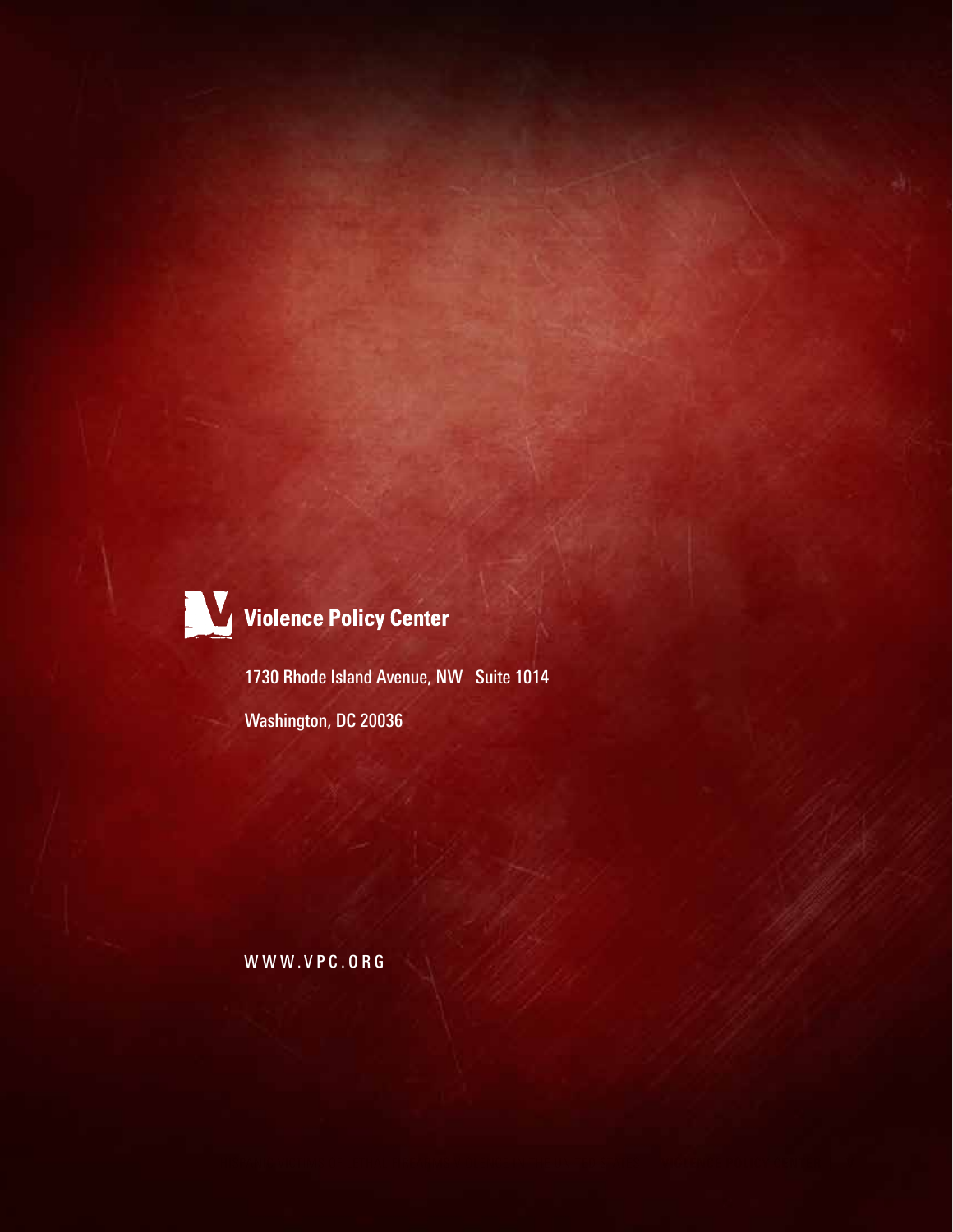**Violence Policy Center**

1730 Rhode Island Avenue, NW   Suite 1014

Washington, DC 20036

WWW.VPC.ORG